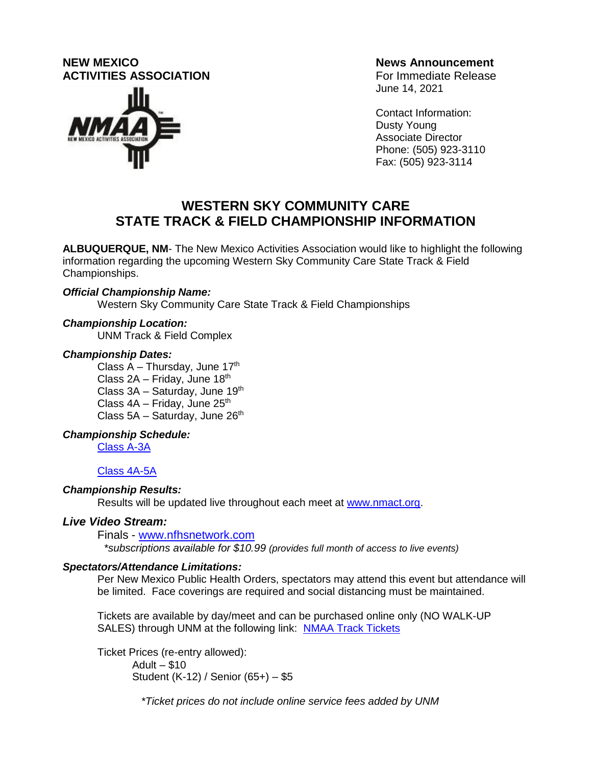**NEW MEXICO ACTIVITIES ASSOCIATION**

**News Announcement**
For Immediate Release
June 14, 2021

Contact Information:
Dusty Young
Associate Director
Phone: (505) 923-3110
Fax: (505) 923-3114

# WESTERN SKY COMMUNITY CARE STATE TRACK & FIELD CHAMPIONSHIP INFORMATION

**ALBUQUERQUE, NM**- The New Mexico Activities Association would like to highlight the following information regarding the upcoming Western Sky Community Care State Track & Field Championships.

***Official Championship Name:***

Western Sky Community Care State Track & Field Championships

***Championship Location:***

UNM Track & Field Complex

***Championship Dates:***

Class A – Thursday, June 17th
Class 2A – Friday, June 18th
Class 3A – Saturday, June 19th
Class 4A – Friday, June 25th
Class 5A – Saturday, June 26th

***Championship Schedule:***

Class A-3A

Class 4A-5A

***Championship Results:***

Results will be updated live throughout each meet at www.nmact.org.

***Live Video Stream:***

Finals - www.nfhsnetwork.com
*\*subscriptions available for $10.99 (provides full month of access to live events)*

***Spectators/Attendance Limitations:***

Per New Mexico Public Health Orders, spectators may attend this event but attendance will be limited. Face coverings are required and social distancing must be maintained.

Tickets are available by day/meet and can be purchased online only (NO WALK-UP SALES) through UNM at the following link: NMAA Track Tickets

Ticket Prices (re-entry allowed):
- Adult – $10
- Student (K-12) / Senior (65+) – $5

*\*Ticket prices do not include online service fees added by UNM*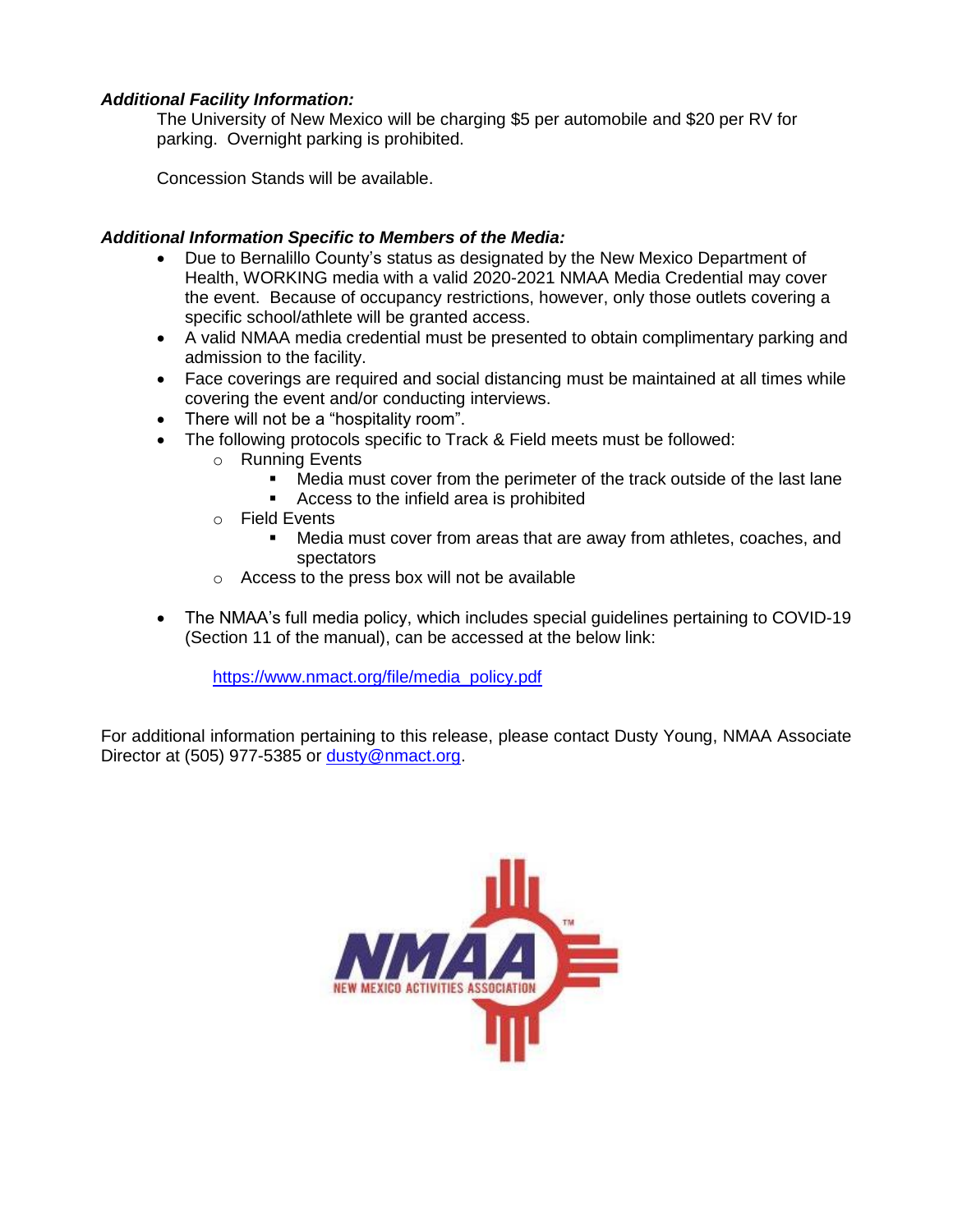***Additional Facility Information:***

The University of New Mexico will be charging $5 per automobile and $20 per RV for parking. Overnight parking is prohibited.

Concession Stands will be available.

***Additional Information Specific to Members of the Media:***

- Due to Bernalillo County's status as designated by the New Mexico Department of Health, WORKING media with a valid 2020-2021 NMAA Media Credential may cover the event. Because of occupancy restrictions, however, only those outlets covering a specific school/athlete will be granted access.
- A valid NMAA media credential must be presented to obtain complimentary parking and admission to the facility.
- Face coverings are required and social distancing must be maintained at all times while covering the event and/or conducting interviews.
- There will not be a "hospitality room".
- The following protocols specific to Track & Field meets must be followed:
  - Running Events
    - Media must cover from the perimeter of the track outside of the last lane
    - Access to the infield area is prohibited
  - Field Events
    - Media must cover from areas that are away from athletes, coaches, and spectators
  - Access to the press box will not be available

- The NMAA's full media policy, which includes special guidelines pertaining to COVID-19 (Section 11 of the manual), can be accessed at the below link:

  https://www.nmact.org/file/media_policy.pdf

For additional information pertaining to this release, please contact Dusty Young, NMAA Associate Director at (505) 977-5385 or dusty@nmact.org.

NMAA NEW MEXICO ACTIVITIES ASSOCIATION